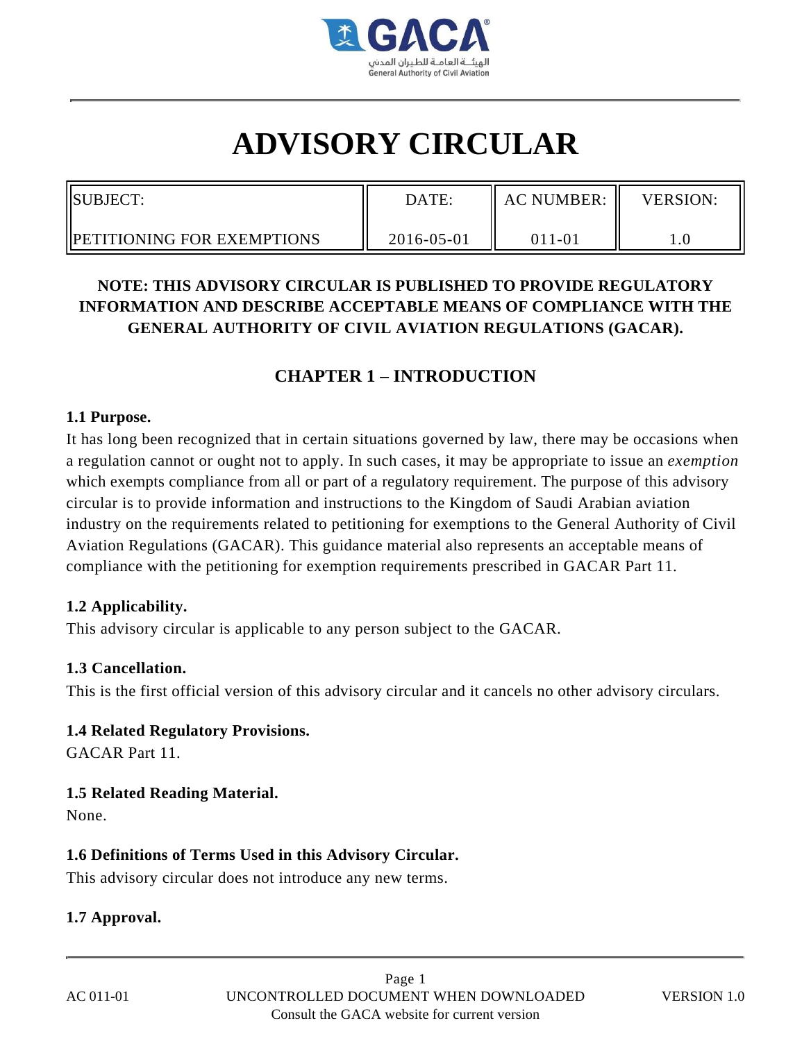# ADVISORY CIRCULAR

| SUBJECT: PETITIONING FOR EXEMPTIONS | DATE: 2016-05-01 | AC NUMBER: 011-01 | VERSION: 1.0 |
|---|---|---|---|

**NOTE: THIS ADVISORY CIRCULAR IS PUBLISHED TO PROVIDE REGULATORY INFORMATION AND DESCRIBE ACCEPTABLE MEANS OF COMPLIANCE WITH THE GENERAL AUTHORITY OF CIVIL AVIATION REGULATIONS (GACAR).**

## CHAPTER 1 – INTRODUCTION

**1.1 Purpose.**

It has long been recognized that in certain situations governed by law, there may be occasions when a regulation cannot or ought not to apply. In such cases, it may be appropriate to issue an *exemption* which exempts compliance from all or part of a regulatory requirement. The purpose of this advisory circular is to provide information and instructions to the Kingdom of Saudi Arabian aviation industry on the requirements related to petitioning for exemptions to the General Authority of Civil Aviation Regulations (GACAR). This guidance material also represents an acceptable means of compliance with the petitioning for exemption requirements prescribed in GACAR Part 11.

**1.2 Applicability.**

This advisory circular is applicable to any person subject to the GACAR.

**1.3 Cancellation.**

This is the first official version of this advisory circular and it cancels no other advisory circulars.

**1.4 Related Regulatory Provisions.**

GACAR Part 11.

**1.5 Related Reading Material.**

None.

**1.6 Definitions of Terms Used in this Advisory Circular.**

This advisory circular does not introduce any new terms.

**1.7 Approval.**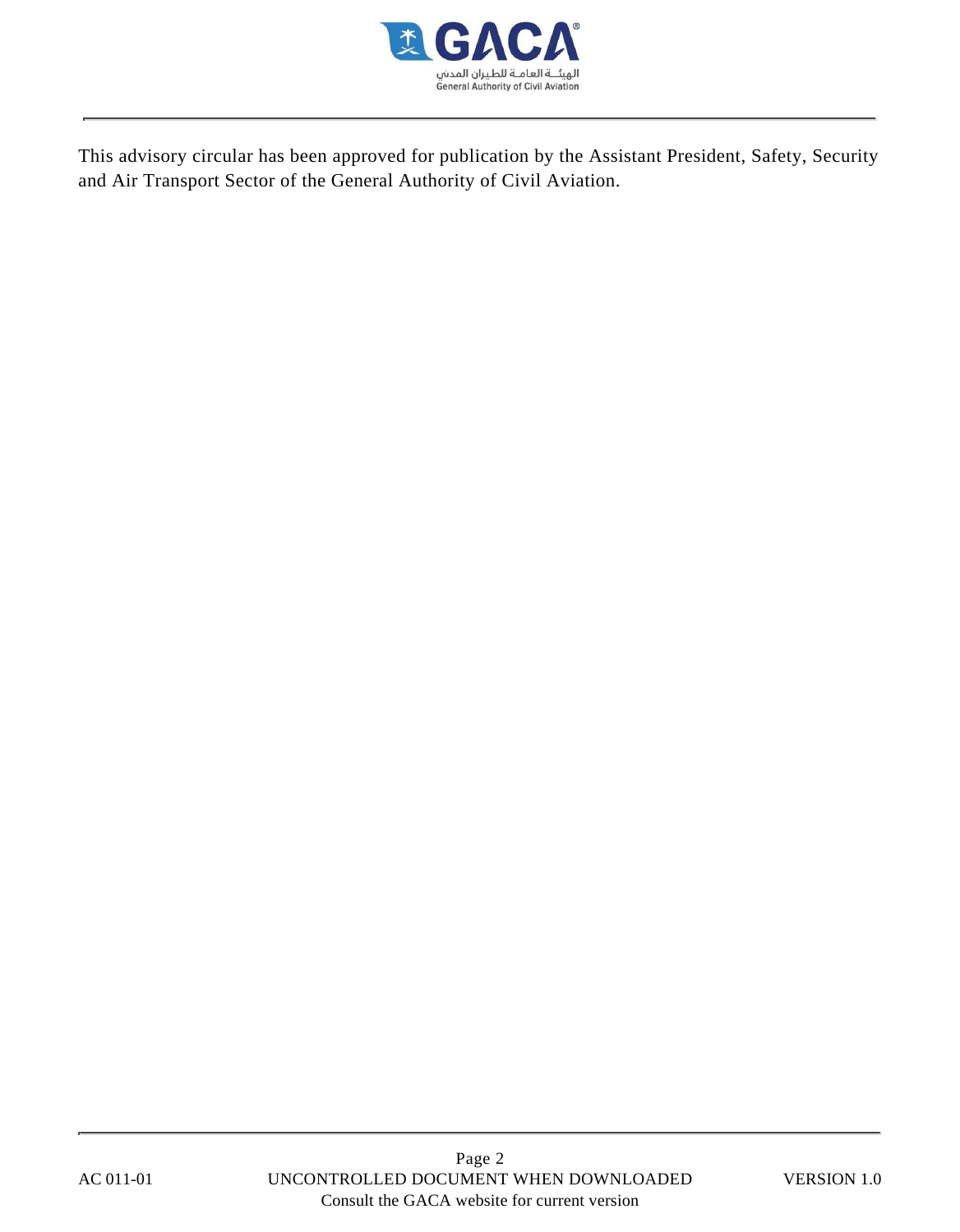This advisory circular has been approved for publication by the Assistant President, Safety, Security and Air Transport Sector of the General Authority of Civil Aviation.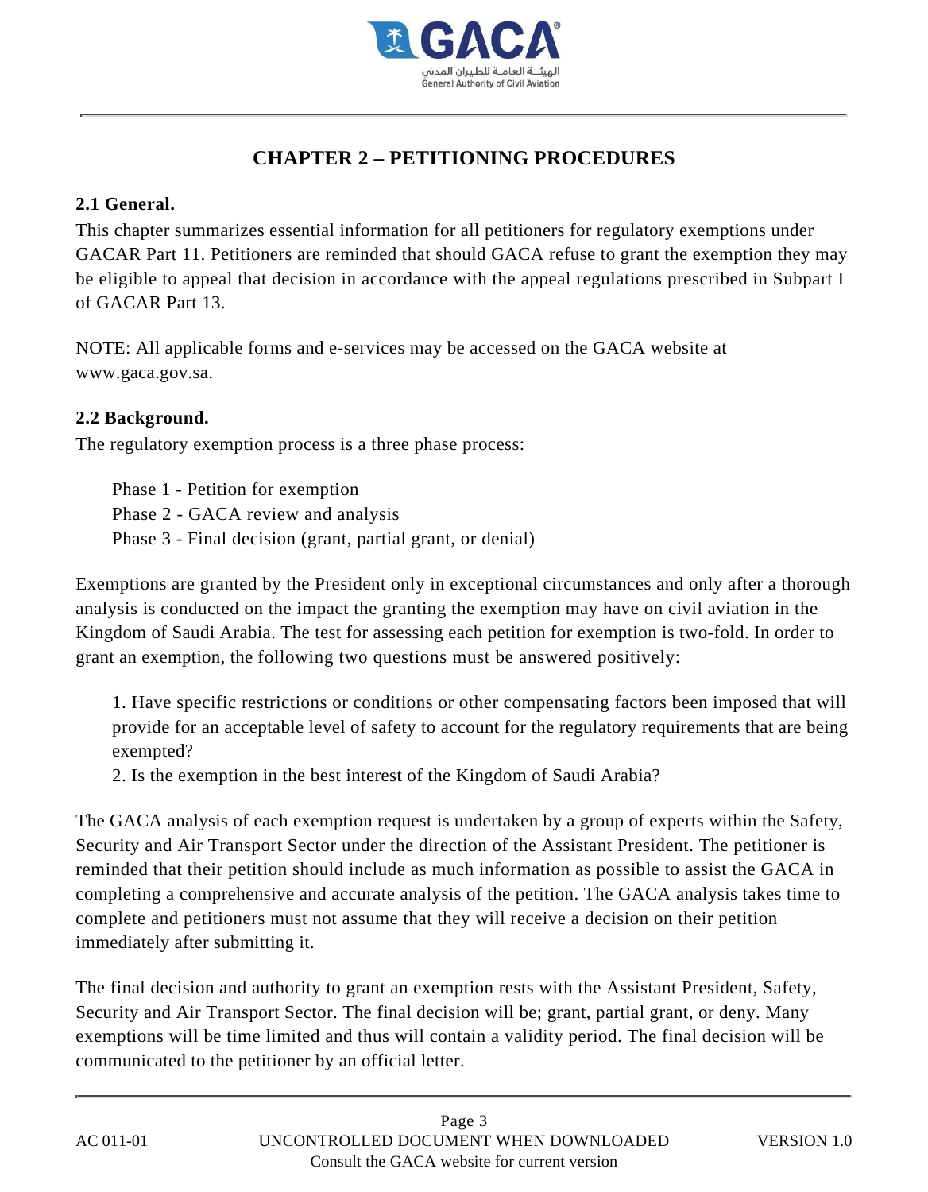# CHAPTER 2 – PETITIONING PROCEDURES

## 2.1 General.

This chapter summarizes essential information for all petitioners for regulatory exemptions under GACAR Part 11. Petitioners are reminded that should GACA refuse to grant the exemption they may be eligible to appeal that decision in accordance with the appeal regulations prescribed in Subpart I of GACAR Part 13.

NOTE: All applicable forms and e-services may be accessed on the GACA website at www.gaca.gov.sa.

## 2.2 Background.

The regulatory exemption process is a three phase process:

Phase 1 - Petition for exemption
Phase 2 - GACA review and analysis
Phase 3 - Final decision (grant, partial grant, or denial)

Exemptions are granted by the President only in exceptional circumstances and only after a thorough analysis is conducted on the impact the granting the exemption may have on civil aviation in the Kingdom of Saudi Arabia. The test for assessing each petition for exemption is two-fold. In order to grant an exemption, the following two questions must be answered positively:

1. Have specific restrictions or conditions or other compensating factors been imposed that will provide for an acceptable level of safety to account for the regulatory requirements that are being exempted?
2. Is the exemption in the best interest of the Kingdom of Saudi Arabia?

The GACA analysis of each exemption request is undertaken by a group of experts within the Safety, Security and Air Transport Sector under the direction of the Assistant President. The petitioner is reminded that their petition should include as much information as possible to assist the GACA in completing a comprehensive and accurate analysis of the petition. The GACA analysis takes time to complete and petitioners must not assume that they will receive a decision on their petition immediately after submitting it.

The final decision and authority to grant an exemption rests with the Assistant President, Safety, Security and Air Transport Sector. The final decision will be; grant, partial grant, or deny. Many exemptions will be time limited and thus will contain a validity period. The final decision will be communicated to the petitioner by an official letter.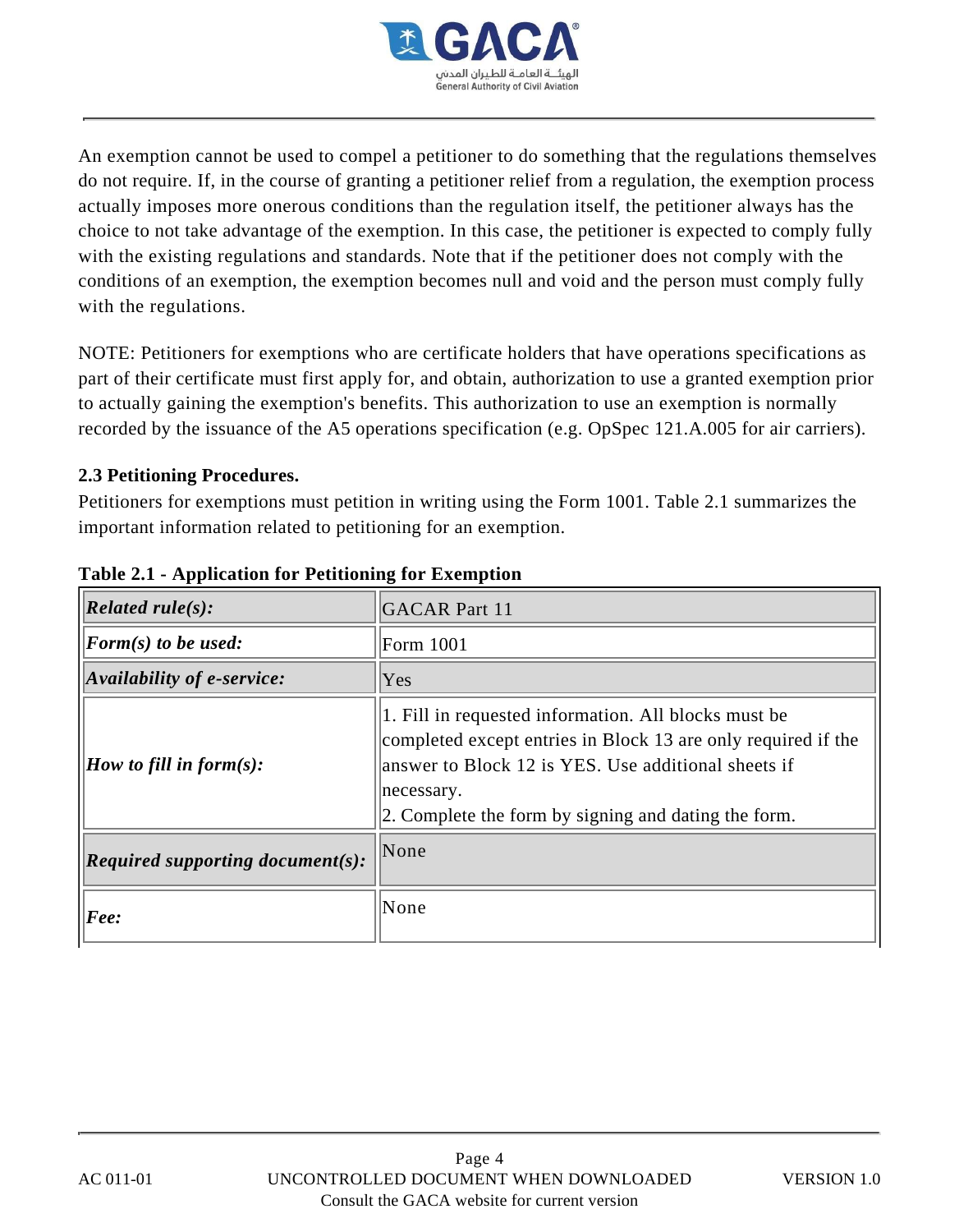An exemption cannot be used to compel a petitioner to do something that the regulations themselves do not require. If, in the course of granting a petitioner relief from a regulation, the exemption process actually imposes more onerous conditions than the regulation itself, the petitioner always has the choice to not take advantage of the exemption. In this case, the petitioner is expected to comply fully with the existing regulations and standards. Note that if the petitioner does not comply with the conditions of an exemption, the exemption becomes null and void and the person must comply fully with the regulations.

NOTE: Petitioners for exemptions who are certificate holders that have operations specifications as part of their certificate must first apply for, and obtain, authorization to use a granted exemption prior to actually gaining the exemption's benefits. This authorization to use an exemption is normally recorded by the issuance of the A5 operations specification (e.g. OpSpec 121.A.005 for air carriers).

### 2.3 Petitioning Procedures.

Petitioners for exemptions must petition in writing using the Form 1001. Table 2.1 summarizes the important information related to petitioning for an exemption.

**Table 2.1 - Application for Petitioning for Exemption**

| | |
|---|---|
| ***Related rule(s):*** | GACAR Part 11 |
| ***Form(s) to be used:*** | Form 1001 |
| ***Availability of e-service:*** | Yes |
| ***How to fill in form(s):*** | 1. Fill in requested information. All blocks must be completed except entries in Block 13 are only required if the answer to Block 12 is YES. Use additional sheets if necessary.<br>2. Complete the form by signing and dating the form. |
| ***Required supporting document(s):*** | None |
| ***Fee:*** | None |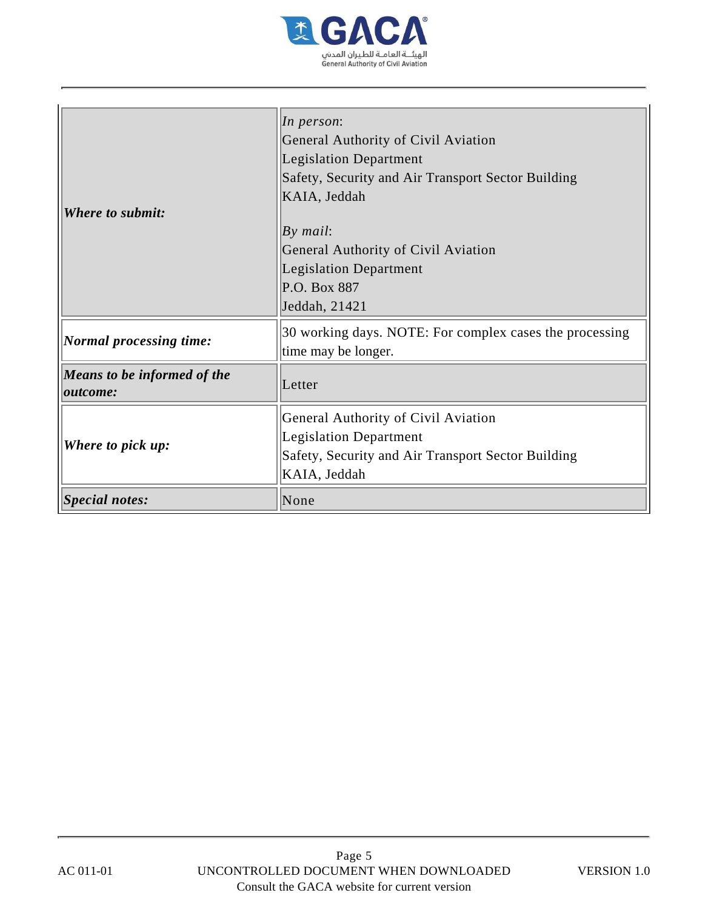| | |
|---|---|
| ***Where to submit:*** | *In person*:<br>General Authority of Civil Aviation<br>Legislation Department<br>Safety, Security and Air Transport Sector Building<br>KAIA, Jeddah<br><br>*By mail*:<br>General Authority of Civil Aviation<br>Legislation Department<br>P.O. Box 887<br>Jeddah, 21421 |
| ***Normal processing time:*** | 30 working days. NOTE: For complex cases the processing time may be longer. |
| ***Means to be informed of the outcome:*** | Letter |
| ***Where to pick up:*** | General Authority of Civil Aviation<br>Legislation Department<br>Safety, Security and Air Transport Sector Building<br>KAIA, Jeddah |
| ***Special notes:*** | None |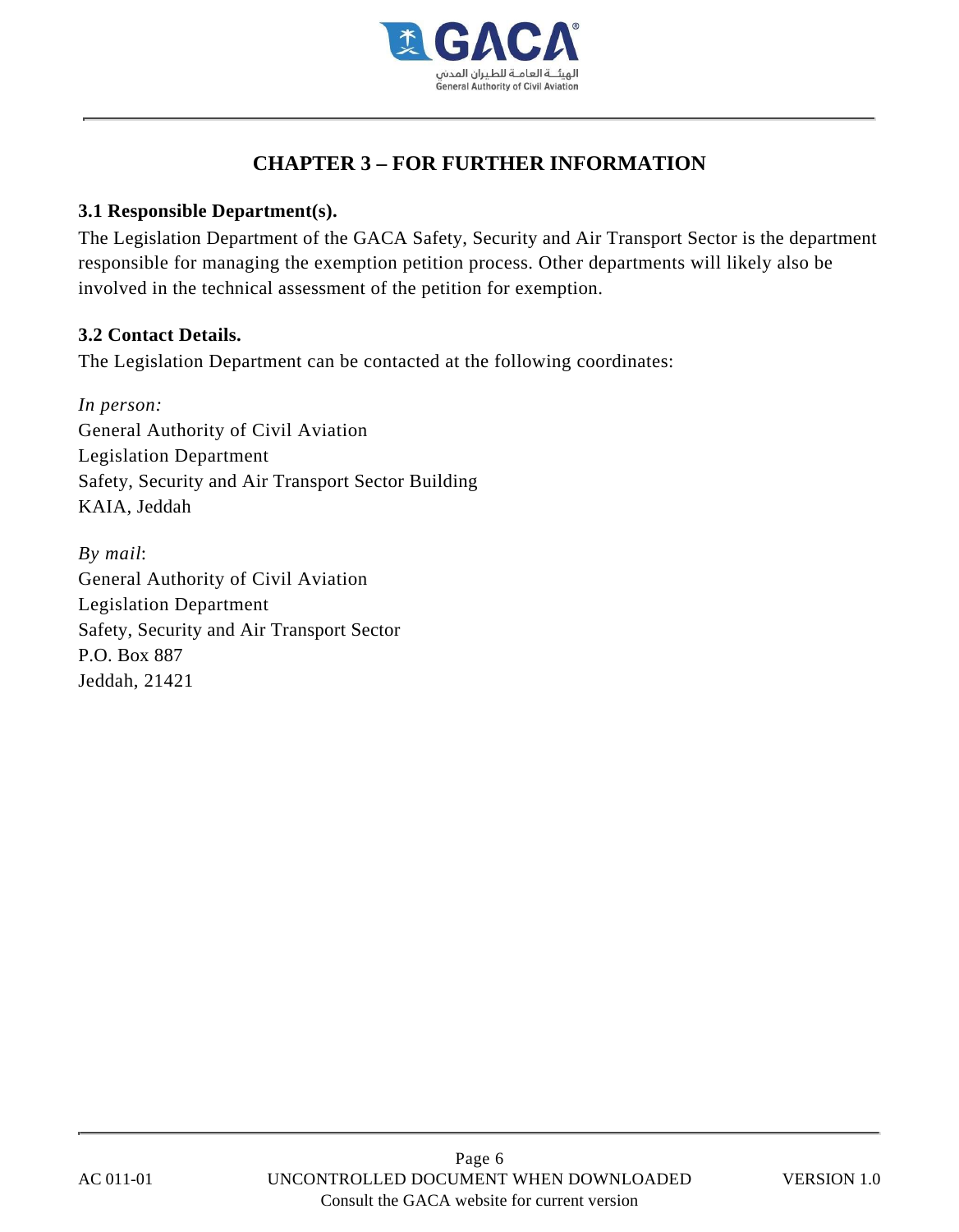# CHAPTER 3 – FOR FURTHER INFORMATION

**3.1 Responsible Department(s).**

The Legislation Department of the GACA Safety, Security and Air Transport Sector is the department responsible for managing the exemption petition process. Other departments will likely also be involved in the technical assessment of the petition for exemption.

**3.2 Contact Details.**

The Legislation Department can be contacted at the following coordinates:

*In person:*
General Authority of Civil Aviation
Legislation Department
Safety, Security and Air Transport Sector Building
KAIA, Jeddah

*By mail*:
General Authority of Civil Aviation
Legislation Department
Safety, Security and Air Transport Sector
P.O. Box 887
Jeddah, 21421